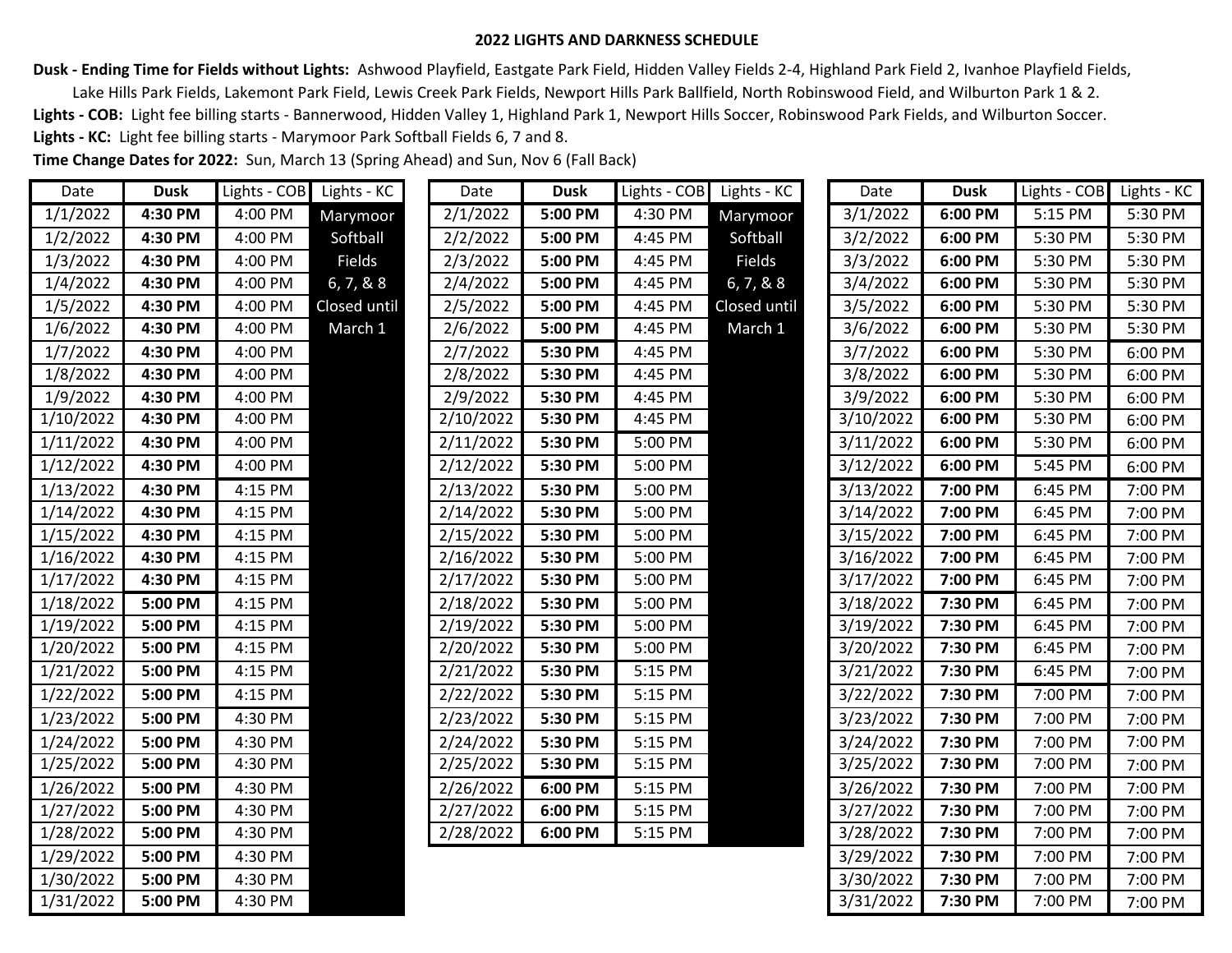# 2022 LIGHTS AND DARKNESS SCHEDULE

**Dusk - Ending Time for Fields without Lights:** Ashwood Playfield, Eastgate Park Field, Hidden Valley Fields 2-4, Highland Park Field 2, Ivanhoe Playfield Fields, Lake Hills Park Fields, Lakemont Park Field, Lewis Creek Park Fields, Newport Hills Park Ballfield, North Robinswood Field, and Wilburton Park 1 & 2.

**Lights - COB:** Light fee billing starts - Bannerwood, Hidden Valley 1, Highland Park 1, Newport Hills Soccer, Robinswood Park Fields, and Wilburton Soccer.

**Lights - KC:** Light fee billing starts - Marymoor Park Softball Fields 6, 7 and 8.

**Time Change Dates for 2022:** Sun, March 13 (Spring Ahead) and Sun, Nov 6 (Fall Back)

| Date | Dusk | Lights - COB | Lights - KC |
|---|---|---|---|
| 1/1/2022 | **4:30 PM** | 4:00 PM | Marymoor Softball Fields 6, 7, & 8 Closed until March 1 |
| 1/2/2022 | **4:30 PM** | 4:00 PM | |
| 1/3/2022 | **4:30 PM** | 4:00 PM | |
| 1/4/2022 | **4:30 PM** | 4:00 PM | |
| 1/5/2022 | **4:30 PM** | 4:00 PM | |
| 1/6/2022 | **4:30 PM** | 4:00 PM | |
| 1/7/2022 | **4:30 PM** | 4:00 PM | |
| 1/8/2022 | **4:30 PM** | 4:00 PM | |
| 1/9/2022 | **4:30 PM** | 4:00 PM | |
| 1/10/2022 | **4:30 PM** | 4:00 PM | |
| 1/11/2022 | **4:30 PM** | 4:00 PM | |
| 1/12/2022 | **4:30 PM** | 4:00 PM | |
| 1/13/2022 | **4:30 PM** | 4:15 PM | |
| 1/14/2022 | **4:30 PM** | 4:15 PM | |
| 1/15/2022 | **4:30 PM** | 4:15 PM | |
| 1/16/2022 | **4:30 PM** | 4:15 PM | |
| 1/17/2022 | **4:30 PM** | 4:15 PM | |
| 1/18/2022 | **5:00 PM** | 4:15 PM | |
| 1/19/2022 | **5:00 PM** | 4:15 PM | |
| 1/20/2022 | **5:00 PM** | 4:15 PM | |
| 1/21/2022 | **5:00 PM** | 4:15 PM | |
| 1/22/2022 | **5:00 PM** | 4:15 PM | |
| 1/23/2022 | **5:00 PM** | 4:30 PM | |
| 1/24/2022 | **5:00 PM** | 4:30 PM | |
| 1/25/2022 | **5:00 PM** | 4:30 PM | |
| 1/26/2022 | **5:00 PM** | 4:30 PM | |
| 1/27/2022 | **5:00 PM** | 4:30 PM | |
| 1/28/2022 | **5:00 PM** | 4:30 PM | |
| 1/29/2022 | **5:00 PM** | 4:30 PM | |
| 1/30/2022 | **5:00 PM** | 4:30 PM | |
| 1/31/2022 | **5:00 PM** | 4:30 PM | |

| Date | Dusk | Lights - COB | Lights - KC |
|---|---|---|---|
| 2/1/2022 | **5:00 PM** | 4:30 PM | Marymoor Softball Fields 6, 7, & 8 Closed until March 1 |
| 2/2/2022 | **5:00 PM** | 4:45 PM | |
| 2/3/2022 | **5:00 PM** | 4:45 PM | |
| 2/4/2022 | **5:00 PM** | 4:45 PM | |
| 2/5/2022 | **5:00 PM** | 4:45 PM | |
| 2/6/2022 | **5:00 PM** | 4:45 PM | |
| 2/7/2022 | **5:30 PM** | 4:45 PM | |
| 2/8/2022 | **5:30 PM** | 4:45 PM | |
| 2/9/2022 | **5:30 PM** | 4:45 PM | |
| 2/10/2022 | **5:30 PM** | 4:45 PM | |
| 2/11/2022 | **5:30 PM** | 5:00 PM | |
| 2/12/2022 | **5:30 PM** | 5:00 PM | |
| 2/13/2022 | **5:30 PM** | 5:00 PM | |
| 2/14/2022 | **5:30 PM** | 5:00 PM | |
| 2/15/2022 | **5:30 PM** | 5:00 PM | |
| 2/16/2022 | **5:30 PM** | 5:00 PM | |
| 2/17/2022 | **5:30 PM** | 5:00 PM | |
| 2/18/2022 | **5:30 PM** | 5:00 PM | |
| 2/19/2022 | **5:30 PM** | 5:00 PM | |
| 2/20/2022 | **5:30 PM** | 5:00 PM | |
| 2/21/2022 | **5:30 PM** | 5:15 PM | |
| 2/22/2022 | **5:30 PM** | 5:15 PM | |
| 2/23/2022 | **5:30 PM** | 5:15 PM | |
| 2/24/2022 | **5:30 PM** | 5:15 PM | |
| 2/25/2022 | **5:30 PM** | 5:15 PM | |
| 2/26/2022 | **6:00 PM** | 5:15 PM | |
| 2/27/2022 | **6:00 PM** | 5:15 PM | |
| 2/28/2022 | **6:00 PM** | 5:15 PM | |

| Date | Dusk | Lights - COB | Lights - KC |
|---|---|---|---|
| 3/1/2022 | **6:00 PM** | 5:15 PM | 5:30 PM |
| 3/2/2022 | **6:00 PM** | 5:30 PM | 5:30 PM |
| 3/3/2022 | **6:00 PM** | 5:30 PM | 5:30 PM |
| 3/4/2022 | **6:00 PM** | 5:30 PM | 5:30 PM |
| 3/5/2022 | **6:00 PM** | 5:30 PM | 5:30 PM |
| 3/6/2022 | **6:00 PM** | 5:30 PM | 5:30 PM |
| 3/7/2022 | **6:00 PM** | 5:30 PM | 6:00 PM |
| 3/8/2022 | **6:00 PM** | 5:30 PM | 6:00 PM |
| 3/9/2022 | **6:00 PM** | 5:30 PM | 6:00 PM |
| 3/10/2022 | **6:00 PM** | 5:30 PM | 6:00 PM |
| 3/11/2022 | **6:00 PM** | 5:30 PM | 6:00 PM |
| 3/12/2022 | **6:00 PM** | 5:45 PM | 6:00 PM |
| 3/13/2022 | **7:00 PM** | 6:45 PM | 7:00 PM |
| 3/14/2022 | **7:00 PM** | 6:45 PM | 7:00 PM |
| 3/15/2022 | **7:00 PM** | 6:45 PM | 7:00 PM |
| 3/16/2022 | **7:00 PM** | 6:45 PM | 7:00 PM |
| 3/17/2022 | **7:00 PM** | 6:45 PM | 7:00 PM |
| 3/18/2022 | **7:30 PM** | 6:45 PM | 7:00 PM |
| 3/19/2022 | **7:30 PM** | 6:45 PM | 7:00 PM |
| 3/20/2022 | **7:30 PM** | 6:45 PM | 7:00 PM |
| 3/21/2022 | **7:30 PM** | 6:45 PM | 7:00 PM |
| 3/22/2022 | **7:30 PM** | 7:00 PM | 7:00 PM |
| 3/23/2022 | **7:30 PM** | 7:00 PM | 7:00 PM |
| 3/24/2022 | **7:30 PM** | 7:00 PM | 7:00 PM |
| 3/25/2022 | **7:30 PM** | 7:00 PM | 7:00 PM |
| 3/26/2022 | **7:30 PM** | 7:00 PM | 7:00 PM |
| 3/27/2022 | **7:30 PM** | 7:00 PM | 7:00 PM |
| 3/28/2022 | **7:30 PM** | 7:00 PM | 7:00 PM |
| 3/29/2022 | **7:30 PM** | 7:00 PM | 7:00 PM |
| 3/30/2022 | **7:30 PM** | 7:00 PM | 7:00 PM |
| 3/31/2022 | **7:30 PM** | 7:00 PM | 7:00 PM |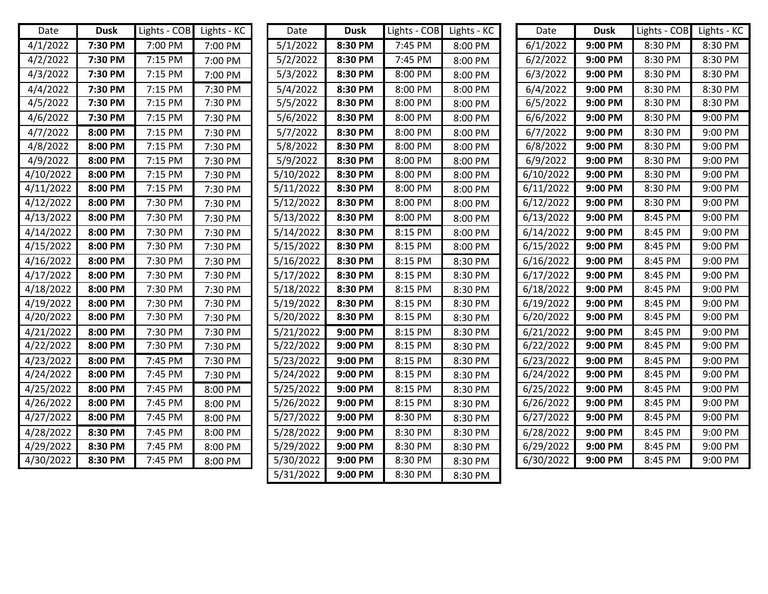| Date | **Dusk** | Lights - COB | Lights - KC |
|---|---|---|---|
| 4/1/2022 | **7:30 PM** | 7:00 PM | 7:00 PM |
| 4/2/2022 | **7:30 PM** | 7:15 PM | 7:00 PM |
| 4/3/2022 | **7:30 PM** | 7:15 PM | 7:00 PM |
| 4/4/2022 | **7:30 PM** | 7:15 PM | 7:30 PM |
| 4/5/2022 | **7:30 PM** | 7:15 PM | 7:30 PM |
| 4/6/2022 | **7:30 PM** | 7:15 PM | 7:30 PM |
| 4/7/2022 | **8:00 PM** | 7:15 PM | 7:30 PM |
| 4/8/2022 | **8:00 PM** | 7:15 PM | 7:30 PM |
| 4/9/2022 | **8:00 PM** | 7:15 PM | 7:30 PM |
| 4/10/2022 | **8:00 PM** | 7:15 PM | 7:30 PM |
| 4/11/2022 | **8:00 PM** | 7:15 PM | 7:30 PM |
| 4/12/2022 | **8:00 PM** | 7:30 PM | 7:30 PM |
| 4/13/2022 | **8:00 PM** | 7:30 PM | 7:30 PM |
| 4/14/2022 | **8:00 PM** | 7:30 PM | 7:30 PM |
| 4/15/2022 | **8:00 PM** | 7:30 PM | 7:30 PM |
| 4/16/2022 | **8:00 PM** | 7:30 PM | 7:30 PM |
| 4/17/2022 | **8:00 PM** | 7:30 PM | 7:30 PM |
| 4/18/2022 | **8:00 PM** | 7:30 PM | 7:30 PM |
| 4/19/2022 | **8:00 PM** | 7:30 PM | 7:30 PM |
| 4/20/2022 | **8:00 PM** | 7:30 PM | 7:30 PM |
| 4/21/2022 | **8:00 PM** | 7:30 PM | 7:30 PM |
| 4/22/2022 | **8:00 PM** | 7:30 PM | 7:30 PM |
| 4/23/2022 | **8:00 PM** | 7:45 PM | 7:30 PM |
| 4/24/2022 | **8:00 PM** | 7:45 PM | 7:30 PM |
| 4/25/2022 | **8:00 PM** | 7:45 PM | 8:00 PM |
| 4/26/2022 | **8:00 PM** | 7:45 PM | 8:00 PM |
| 4/27/2022 | **8:00 PM** | 7:45 PM | 8:00 PM |
| 4/28/2022 | **8:30 PM** | 7:45 PM | 8:00 PM |
| 4/29/2022 | **8:30 PM** | 7:45 PM | 8:00 PM |
| 4/30/2022 | **8:30 PM** | 7:45 PM | 8:00 PM |

| Date | **Dusk** | Lights - COB | Lights - KC |
|---|---|---|---|
| 5/1/2022 | **8:30 PM** | 7:45 PM | 8:00 PM |
| 5/2/2022 | **8:30 PM** | 7:45 PM | 8:00 PM |
| 5/3/2022 | **8:30 PM** | 8:00 PM | 8:00 PM |
| 5/4/2022 | **8:30 PM** | 8:00 PM | 8:00 PM |
| 5/5/2022 | **8:30 PM** | 8:00 PM | 8:00 PM |
| 5/6/2022 | **8:30 PM** | 8:00 PM | 8:00 PM |
| 5/7/2022 | **8:30 PM** | 8:00 PM | 8:00 PM |
| 5/8/2022 | **8:30 PM** | 8:00 PM | 8:00 PM |
| 5/9/2022 | **8:30 PM** | 8:00 PM | 8:00 PM |
| 5/10/2022 | **8:30 PM** | 8:00 PM | 8:00 PM |
| 5/11/2022 | **8:30 PM** | 8:00 PM | 8:00 PM |
| 5/12/2022 | **8:30 PM** | 8:00 PM | 8:00 PM |
| 5/13/2022 | **8:30 PM** | 8:00 PM | 8:00 PM |
| 5/14/2022 | **8:30 PM** | 8:15 PM | 8:00 PM |
| 5/15/2022 | **8:30 PM** | 8:15 PM | 8:00 PM |
| 5/16/2022 | **8:30 PM** | 8:15 PM | 8:30 PM |
| 5/17/2022 | **8:30 PM** | 8:15 PM | 8:30 PM |
| 5/18/2022 | **8:30 PM** | 8:15 PM | 8:30 PM |
| 5/19/2022 | **8:30 PM** | 8:15 PM | 8:30 PM |
| 5/20/2022 | **8:30 PM** | 8:15 PM | 8:30 PM |
| 5/21/2022 | **9:00 PM** | 8:15 PM | 8:30 PM |
| 5/22/2022 | **9:00 PM** | 8:15 PM | 8:30 PM |
| 5/23/2022 | **9:00 PM** | 8:15 PM | 8:30 PM |
| 5/24/2022 | **9:00 PM** | 8:15 PM | 8:30 PM |
| 5/25/2022 | **9:00 PM** | 8:15 PM | 8:30 PM |
| 5/26/2022 | **9:00 PM** | 8:15 PM | 8:30 PM |
| 5/27/2022 | **9:00 PM** | 8:30 PM | 8:30 PM |
| 5/28/2022 | **9:00 PM** | 8:30 PM | 8:30 PM |
| 5/29/2022 | **9:00 PM** | 8:30 PM | 8:30 PM |
| 5/30/2022 | **9:00 PM** | 8:30 PM | 8:30 PM |
| 5/31/2022 | **9:00 PM** | 8:30 PM | 8:30 PM |

| Date | **Dusk** | Lights - COB | Lights - KC |
|---|---|---|---|
| 6/1/2022 | **9:00 PM** | 8:30 PM | 8:30 PM |
| 6/2/2022 | **9:00 PM** | 8:30 PM | 8:30 PM |
| 6/3/2022 | **9:00 PM** | 8:30 PM | 8:30 PM |
| 6/4/2022 | **9:00 PM** | 8:30 PM | 8:30 PM |
| 6/5/2022 | **9:00 PM** | 8:30 PM | 8:30 PM |
| 6/6/2022 | **9:00 PM** | 8:30 PM | 9:00 PM |
| 6/7/2022 | **9:00 PM** | 8:30 PM | 9:00 PM |
| 6/8/2022 | **9:00 PM** | 8:30 PM | 9:00 PM |
| 6/9/2022 | **9:00 PM** | 8:30 PM | 9:00 PM |
| 6/10/2022 | **9:00 PM** | 8:30 PM | 9:00 PM |
| 6/11/2022 | **9:00 PM** | 8:30 PM | 9:00 PM |
| 6/12/2022 | **9:00 PM** | 8:30 PM | 9:00 PM |
| 6/13/2022 | **9:00 PM** | 8:45 PM | 9:00 PM |
| 6/14/2022 | **9:00 PM** | 8:45 PM | 9:00 PM |
| 6/15/2022 | **9:00 PM** | 8:45 PM | 9:00 PM |
| 6/16/2022 | **9:00 PM** | 8:45 PM | 9:00 PM |
| 6/17/2022 | **9:00 PM** | 8:45 PM | 9:00 PM |
| 6/18/2022 | **9:00 PM** | 8:45 PM | 9:00 PM |
| 6/19/2022 | **9:00 PM** | 8:45 PM | 9:00 PM |
| 6/20/2022 | **9:00 PM** | 8:45 PM | 9:00 PM |
| 6/21/2022 | **9:00 PM** | 8:45 PM | 9:00 PM |
| 6/22/2022 | **9:00 PM** | 8:45 PM | 9:00 PM |
| 6/23/2022 | **9:00 PM** | 8:45 PM | 9:00 PM |
| 6/24/2022 | **9:00 PM** | 8:45 PM | 9:00 PM |
| 6/25/2022 | **9:00 PM** | 8:45 PM | 9:00 PM |
| 6/26/2022 | **9:00 PM** | 8:45 PM | 9:00 PM |
| 6/27/2022 | **9:00 PM** | 8:45 PM | 9:00 PM |
| 6/28/2022 | **9:00 PM** | 8:45 PM | 9:00 PM |
| 6/29/2022 | **9:00 PM** | 8:45 PM | 9:00 PM |
| 6/30/2022 | **9:00 PM** | 8:45 PM | 9:00 PM |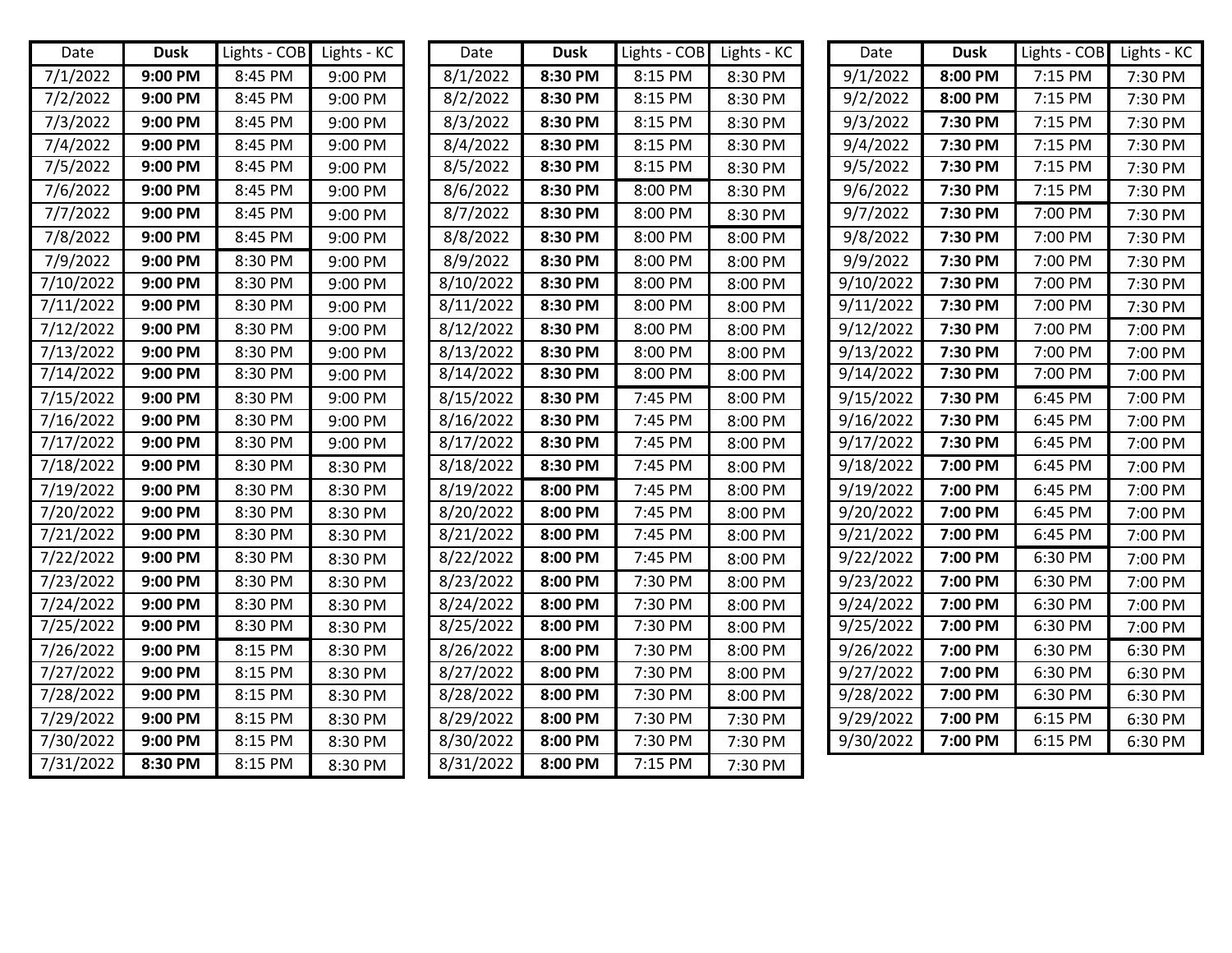| Date | **Dusk** | Lights - COB | Lights - KC |
|---|---|---|---|
| 7/1/2022 | **9:00 PM** | 8:45 PM | 9:00 PM |
| 7/2/2022 | **9:00 PM** | 8:45 PM | 9:00 PM |
| 7/3/2022 | **9:00 PM** | 8:45 PM | 9:00 PM |
| 7/4/2022 | **9:00 PM** | 8:45 PM | 9:00 PM |
| 7/5/2022 | **9:00 PM** | 8:45 PM | 9:00 PM |
| 7/6/2022 | **9:00 PM** | 8:45 PM | 9:00 PM |
| 7/7/2022 | **9:00 PM** | 8:45 PM | 9:00 PM |
| 7/8/2022 | **9:00 PM** | 8:45 PM | 9:00 PM |
| 7/9/2022 | **9:00 PM** | 8:30 PM | 9:00 PM |
| 7/10/2022 | **9:00 PM** | 8:30 PM | 9:00 PM |
| 7/11/2022 | **9:00 PM** | 8:30 PM | 9:00 PM |
| 7/12/2022 | **9:00 PM** | 8:30 PM | 9:00 PM |
| 7/13/2022 | **9:00 PM** | 8:30 PM | 9:00 PM |
| 7/14/2022 | **9:00 PM** | 8:30 PM | 9:00 PM |
| 7/15/2022 | **9:00 PM** | 8:30 PM | 9:00 PM |
| 7/16/2022 | **9:00 PM** | 8:30 PM | 9:00 PM |
| 7/17/2022 | **9:00 PM** | 8:30 PM | 9:00 PM |
| 7/18/2022 | **9:00 PM** | 8:30 PM | 8:30 PM |
| 7/19/2022 | **9:00 PM** | 8:30 PM | 8:30 PM |
| 7/20/2022 | **9:00 PM** | 8:30 PM | 8:30 PM |
| 7/21/2022 | **9:00 PM** | 8:30 PM | 8:30 PM |
| 7/22/2022 | **9:00 PM** | 8:30 PM | 8:30 PM |
| 7/23/2022 | **9:00 PM** | 8:30 PM | 8:30 PM |
| 7/24/2022 | **9:00 PM** | 8:30 PM | 8:30 PM |
| 7/25/2022 | **9:00 PM** | 8:30 PM | 8:30 PM |
| 7/26/2022 | **9:00 PM** | 8:15 PM | 8:30 PM |
| 7/27/2022 | **9:00 PM** | 8:15 PM | 8:30 PM |
| 7/28/2022 | **9:00 PM** | 8:15 PM | 8:30 PM |
| 7/29/2022 | **9:00 PM** | 8:15 PM | 8:30 PM |
| 7/30/2022 | **9:00 PM** | 8:15 PM | 8:30 PM |
| 7/31/2022 | **8:30 PM** | 8:15 PM | 8:30 PM |

| Date | **Dusk** | Lights - COB | Lights - KC |
|---|---|---|---|
| 8/1/2022 | **8:30 PM** | 8:15 PM | 8:30 PM |
| 8/2/2022 | **8:30 PM** | 8:15 PM | 8:30 PM |
| 8/3/2022 | **8:30 PM** | 8:15 PM | 8:30 PM |
| 8/4/2022 | **8:30 PM** | 8:15 PM | 8:30 PM |
| 8/5/2022 | **8:30 PM** | 8:15 PM | 8:30 PM |
| 8/6/2022 | **8:30 PM** | 8:00 PM | 8:30 PM |
| 8/7/2022 | **8:30 PM** | 8:00 PM | 8:30 PM |
| 8/8/2022 | **8:30 PM** | 8:00 PM | 8:00 PM |
| 8/9/2022 | **8:30 PM** | 8:00 PM | 8:00 PM |
| 8/10/2022 | **8:30 PM** | 8:00 PM | 8:00 PM |
| 8/11/2022 | **8:30 PM** | 8:00 PM | 8:00 PM |
| 8/12/2022 | **8:30 PM** | 8:00 PM | 8:00 PM |
| 8/13/2022 | **8:30 PM** | 8:00 PM | 8:00 PM |
| 8/14/2022 | **8:30 PM** | 8:00 PM | 8:00 PM |
| 8/15/2022 | **8:30 PM** | 7:45 PM | 8:00 PM |
| 8/16/2022 | **8:30 PM** | 7:45 PM | 8:00 PM |
| 8/17/2022 | **8:30 PM** | 7:45 PM | 8:00 PM |
| 8/18/2022 | **8:30 PM** | 7:45 PM | 8:00 PM |
| 8/19/2022 | **8:00 PM** | 7:45 PM | 8:00 PM |
| 8/20/2022 | **8:00 PM** | 7:45 PM | 8:00 PM |
| 8/21/2022 | **8:00 PM** | 7:45 PM | 8:00 PM |
| 8/22/2022 | **8:00 PM** | 7:45 PM | 8:00 PM |
| 8/23/2022 | **8:00 PM** | 7:30 PM | 8:00 PM |
| 8/24/2022 | **8:00 PM** | 7:30 PM | 8:00 PM |
| 8/25/2022 | **8:00 PM** | 7:30 PM | 8:00 PM |
| 8/26/2022 | **8:00 PM** | 7:30 PM | 8:00 PM |
| 8/27/2022 | **8:00 PM** | 7:30 PM | 8:00 PM |
| 8/28/2022 | **8:00 PM** | 7:30 PM | 8:00 PM |
| 8/29/2022 | **8:00 PM** | 7:30 PM | 7:30 PM |
| 8/30/2022 | **8:00 PM** | 7:30 PM | 7:30 PM |
| 8/31/2022 | **8:00 PM** | 7:15 PM | 7:30 PM |

| Date | **Dusk** | Lights - COB | Lights - KC |
|---|---|---|---|
| 9/1/2022 | **8:00 PM** | 7:15 PM | 7:30 PM |
| 9/2/2022 | **8:00 PM** | 7:15 PM | 7:30 PM |
| 9/3/2022 | **7:30 PM** | 7:15 PM | 7:30 PM |
| 9/4/2022 | **7:30 PM** | 7:15 PM | 7:30 PM |
| 9/5/2022 | **7:30 PM** | 7:15 PM | 7:30 PM |
| 9/6/2022 | **7:30 PM** | 7:15 PM | 7:30 PM |
| 9/7/2022 | **7:30 PM** | 7:00 PM | 7:30 PM |
| 9/8/2022 | **7:30 PM** | 7:00 PM | 7:30 PM |
| 9/9/2022 | **7:30 PM** | 7:00 PM | 7:30 PM |
| 9/10/2022 | **7:30 PM** | 7:00 PM | 7:30 PM |
| 9/11/2022 | **7:30 PM** | 7:00 PM | 7:30 PM |
| 9/12/2022 | **7:30 PM** | 7:00 PM | 7:00 PM |
| 9/13/2022 | **7:30 PM** | 7:00 PM | 7:00 PM |
| 9/14/2022 | **7:30 PM** | 7:00 PM | 7:00 PM |
| 9/15/2022 | **7:30 PM** | 6:45 PM | 7:00 PM |
| 9/16/2022 | **7:30 PM** | 6:45 PM | 7:00 PM |
| 9/17/2022 | **7:30 PM** | 6:45 PM | 7:00 PM |
| 9/18/2022 | **7:00 PM** | 6:45 PM | 7:00 PM |
| 9/19/2022 | **7:00 PM** | 6:45 PM | 7:00 PM |
| 9/20/2022 | **7:00 PM** | 6:45 PM | 7:00 PM |
| 9/21/2022 | **7:00 PM** | 6:45 PM | 7:00 PM |
| 9/22/2022 | **7:00 PM** | 6:30 PM | 7:00 PM |
| 9/23/2022 | **7:00 PM** | 6:30 PM | 7:00 PM |
| 9/24/2022 | **7:00 PM** | 6:30 PM | 7:00 PM |
| 9/25/2022 | **7:00 PM** | 6:30 PM | 7:00 PM |
| 9/26/2022 | **7:00 PM** | 6:30 PM | 6:30 PM |
| 9/27/2022 | **7:00 PM** | 6:30 PM | 6:30 PM |
| 9/28/2022 | **7:00 PM** | 6:30 PM | 6:30 PM |
| 9/29/2022 | **7:00 PM** | 6:15 PM | 6:30 PM |
| 9/30/2022 | **7:00 PM** | 6:15 PM | 6:30 PM |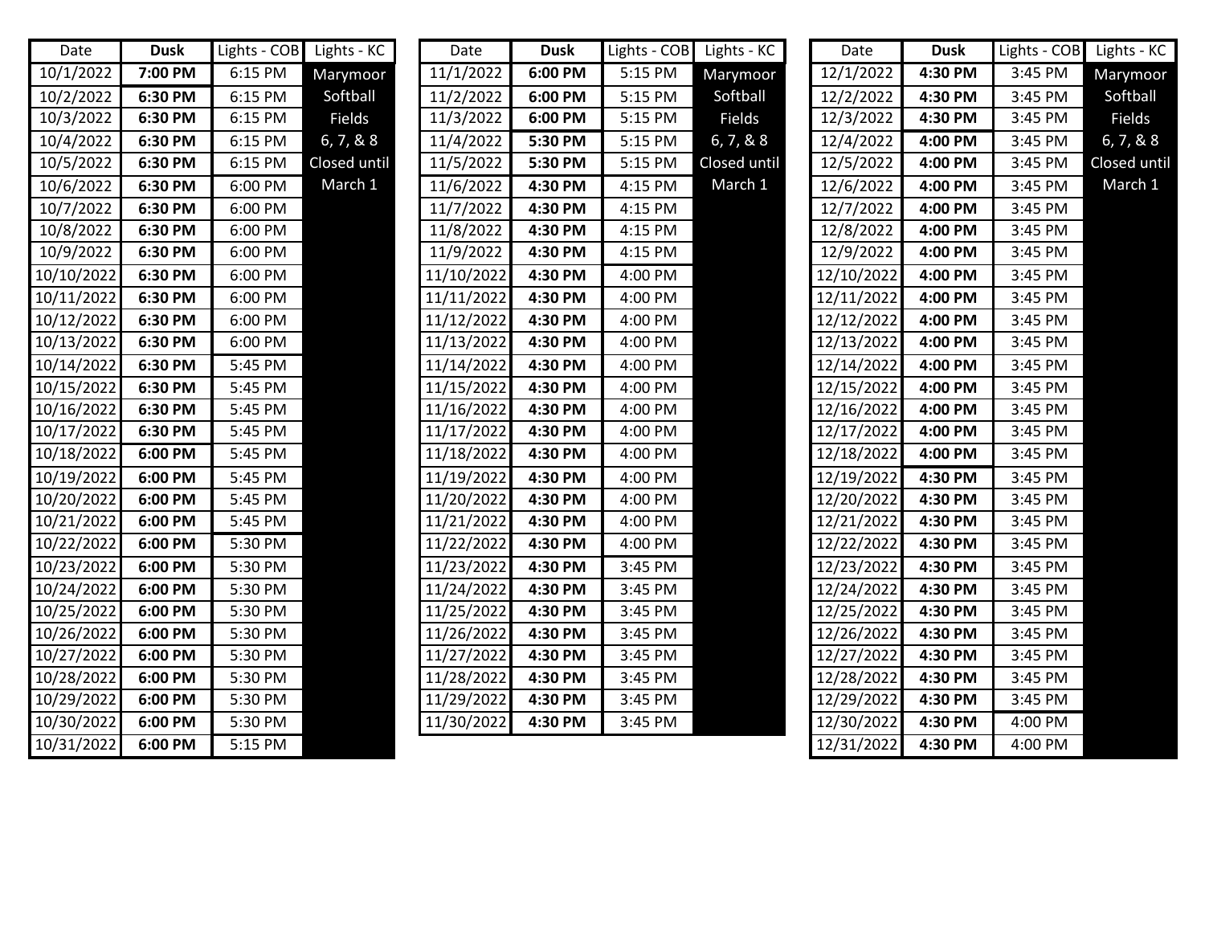| Date | Dusk | Lights - COB | Lights - KC |
|---|---|---|---|
| 10/1/2022 | **7:00 PM** | 6:15 PM | Marymoor Softball Fields 6, 7, & 8 Closed until March 1 |
| 10/2/2022 | **6:30 PM** | 6:15 PM | |
| 10/3/2022 | **6:30 PM** | 6:15 PM | |
| 10/4/2022 | **6:30 PM** | 6:15 PM | |
| 10/5/2022 | **6:30 PM** | 6:15 PM | |
| 10/6/2022 | **6:30 PM** | 6:00 PM | |
| 10/7/2022 | **6:30 PM** | 6:00 PM | |
| 10/8/2022 | **6:30 PM** | 6:00 PM | |
| 10/9/2022 | **6:30 PM** | 6:00 PM | |
| 10/10/2022 | **6:30 PM** | 6:00 PM | |
| 10/11/2022 | **6:30 PM** | 6:00 PM | |
| 10/12/2022 | **6:30 PM** | 6:00 PM | |
| 10/13/2022 | **6:30 PM** | 6:00 PM | |
| 10/14/2022 | **6:30 PM** | 5:45 PM | |
| 10/15/2022 | **6:30 PM** | 5:45 PM | |
| 10/16/2022 | **6:30 PM** | 5:45 PM | |
| 10/17/2022 | **6:30 PM** | 5:45 PM | |
| 10/18/2022 | **6:00 PM** | 5:45 PM | |
| 10/19/2022 | **6:00 PM** | 5:45 PM | |
| 10/20/2022 | **6:00 PM** | 5:45 PM | |
| 10/21/2022 | **6:00 PM** | 5:45 PM | |
| 10/22/2022 | **6:00 PM** | 5:30 PM | |
| 10/23/2022 | **6:00 PM** | 5:30 PM | |
| 10/24/2022 | **6:00 PM** | 5:30 PM | |
| 10/25/2022 | **6:00 PM** | 5:30 PM | |
| 10/26/2022 | **6:00 PM** | 5:30 PM | |
| 10/27/2022 | **6:00 PM** | 5:30 PM | |
| 10/28/2022 | **6:00 PM** | 5:30 PM | |
| 10/29/2022 | **6:00 PM** | 5:30 PM | |
| 10/30/2022 | **6:00 PM** | 5:30 PM | |
| 10/31/2022 | **6:00 PM** | 5:15 PM | |

| Date | Dusk | Lights - COB | Lights - KC |
|---|---|---|---|
| 11/1/2022 | **6:00 PM** | 5:15 PM | Marymoor Softball Fields 6, 7, & 8 Closed until March 1 |
| 11/2/2022 | **6:00 PM** | 5:15 PM | |
| 11/3/2022 | **6:00 PM** | 5:15 PM | |
| 11/4/2022 | **5:30 PM** | 5:15 PM | |
| 11/5/2022 | **5:30 PM** | 5:15 PM | |
| 11/6/2022 | **4:30 PM** | 4:15 PM | |
| 11/7/2022 | **4:30 PM** | 4:15 PM | |
| 11/8/2022 | **4:30 PM** | 4:15 PM | |
| 11/9/2022 | **4:30 PM** | 4:15 PM | |
| 11/10/2022 | **4:30 PM** | 4:00 PM | |
| 11/11/2022 | **4:30 PM** | 4:00 PM | |
| 11/12/2022 | **4:30 PM** | 4:00 PM | |
| 11/13/2022 | **4:30 PM** | 4:00 PM | |
| 11/14/2022 | **4:30 PM** | 4:00 PM | |
| 11/15/2022 | **4:30 PM** | 4:00 PM | |
| 11/16/2022 | **4:30 PM** | 4:00 PM | |
| 11/17/2022 | **4:30 PM** | 4:00 PM | |
| 11/18/2022 | **4:30 PM** | 4:00 PM | |
| 11/19/2022 | **4:30 PM** | 4:00 PM | |
| 11/20/2022 | **4:30 PM** | 4:00 PM | |
| 11/21/2022 | **4:30 PM** | 4:00 PM | |
| 11/22/2022 | **4:30 PM** | 4:00 PM | |
| 11/23/2022 | **4:30 PM** | 3:45 PM | |
| 11/24/2022 | **4:30 PM** | 3:45 PM | |
| 11/25/2022 | **4:30 PM** | 3:45 PM | |
| 11/26/2022 | **4:30 PM** | 3:45 PM | |
| 11/27/2022 | **4:30 PM** | 3:45 PM | |
| 11/28/2022 | **4:30 PM** | 3:45 PM | |
| 11/29/2022 | **4:30 PM** | 3:45 PM | |
| 11/30/2022 | **4:30 PM** | 3:45 PM | |

| Date | Dusk | Lights - COB | Lights - KC |
|---|---|---|---|
| 12/1/2022 | **4:30 PM** | 3:45 PM | Marymoor Softball Fields 6, 7, & 8 Closed until March 1 |
| 12/2/2022 | **4:30 PM** | 3:45 PM | |
| 12/3/2022 | **4:30 PM** | 3:45 PM | |
| 12/4/2022 | **4:00 PM** | 3:45 PM | |
| 12/5/2022 | **4:00 PM** | 3:45 PM | |
| 12/6/2022 | **4:00 PM** | 3:45 PM | |
| 12/7/2022 | **4:00 PM** | 3:45 PM | |
| 12/8/2022 | **4:00 PM** | 3:45 PM | |
| 12/9/2022 | **4:00 PM** | 3:45 PM | |
| 12/10/2022 | **4:00 PM** | 3:45 PM | |
| 12/11/2022 | **4:00 PM** | 3:45 PM | |
| 12/12/2022 | **4:00 PM** | 3:45 PM | |
| 12/13/2022 | **4:00 PM** | 3:45 PM | |
| 12/14/2022 | **4:00 PM** | 3:45 PM | |
| 12/15/2022 | **4:00 PM** | 3:45 PM | |
| 12/16/2022 | **4:00 PM** | 3:45 PM | |
| 12/17/2022 | **4:00 PM** | 3:45 PM | |
| 12/18/2022 | **4:00 PM** | 3:45 PM | |
| 12/19/2022 | **4:30 PM** | 3:45 PM | |
| 12/20/2022 | **4:30 PM** | 3:45 PM | |
| 12/21/2022 | **4:30 PM** | 3:45 PM | |
| 12/22/2022 | **4:30 PM** | 3:45 PM | |
| 12/23/2022 | **4:30 PM** | 3:45 PM | |
| 12/24/2022 | **4:30 PM** | 3:45 PM | |
| 12/25/2022 | **4:30 PM** | 3:45 PM | |
| 12/26/2022 | **4:30 PM** | 3:45 PM | |
| 12/27/2022 | **4:30 PM** | 3:45 PM | |
| 12/28/2022 | **4:30 PM** | 3:45 PM | |
| 12/29/2022 | **4:30 PM** | 3:45 PM | |
| 12/30/2022 | **4:30 PM** | 4:00 PM | |
| 12/31/2022 | **4:30 PM** | 4:00 PM | |